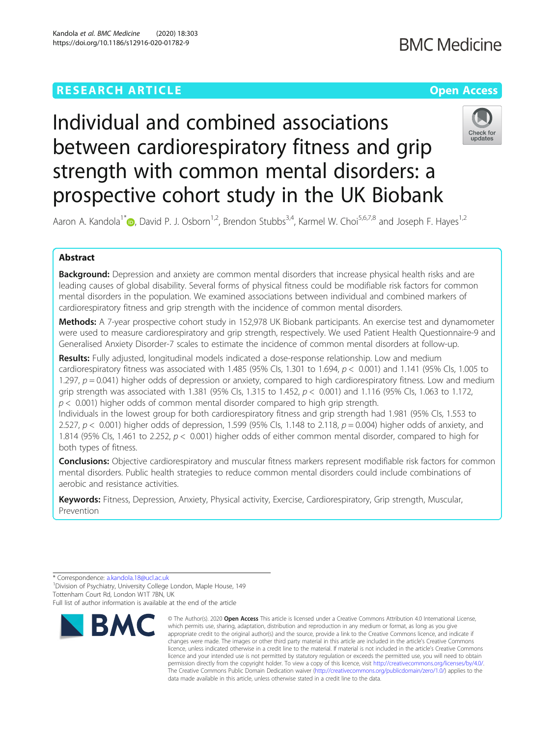RESEARCH ARTICLE

Open Access

# Individual and combined associations between cardiorespiratory fitness and grip strength with common mental disorders: a prospective cohort study in the UK Biobank

Aaron A. Kandola[1*], David P. J. Osborn[1,2], Brendon Stubbs[3,4], Karmel W. Choi[5,6,7,8] and Joseph F. Hayes[1,2]

## Abstract

**Background:** Depression and anxiety are common mental disorders that increase physical health risks and are leading causes of global disability. Several forms of physical fitness could be modifiable risk factors for common mental disorders in the population. We examined associations between individual and combined markers of cardiorespiratory fitness and grip strength with the incidence of common mental disorders.

**Methods:** A 7-year prospective cohort study in 152,978 UK Biobank participants. An exercise test and dynamometer were used to measure cardiorespiratory and grip strength, respectively. We used Patient Health Questionnaire-9 and Generalised Anxiety Disorder-7 scales to estimate the incidence of common mental disorders at follow-up.

**Results:** Fully adjusted, longitudinal models indicated a dose-response relationship. Low and medium cardiorespiratory fitness was associated with 1.485 (95% CIs, 1.301 to 1.694, $p < 0.001$) and 1.141 (95% CIs, 1.005 to 1.297, $p = 0.041$) higher odds of depression or anxiety, compared to high cardiorespiratory fitness. Low and medium grip strength was associated with 1.381 (95% CIs, 1.315 to 1.452, $p < 0.001$) and 1.116 (95% CIs, 1.063 to 1.172, $p < 0.001$) higher odds of common mental disorder compared to high grip strength.
Individuals in the lowest group for both cardiorespiratory fitness and grip strength had 1.981 (95% CIs, 1.553 to 2.527, $p < 0.001$) higher odds of depression, 1.599 (95% CIs, 1.148 to 2.118, $p = 0.004$) higher odds of anxiety, and 1.814 (95% CIs, 1.461 to 2.252, $p < 0.001$) higher odds of either common mental disorder, compared to high for both types of fitness.

**Conclusions:** Objective cardiorespiratory and muscular fitness markers represent modifiable risk factors for common mental disorders. Public health strategies to reduce common mental disorders could include combinations of aerobic and resistance activities.

**Keywords:** Fitness, Depression, Anxiety, Physical activity, Exercise, Cardiorespiratory, Grip strength, Muscular, Prevention

---

\* Correspondence: a.kandola.18@ucl.ac.uk
[1]Division of Psychiatry, University College London, Maple House, 149 Tottenham Court Rd, London W1T 7BN, UK
Full list of author information is available at the end of the article

© The Author(s). 2020 **Open Access** This article is licensed under a Creative Commons Attribution 4.0 International License, which permits use, sharing, adaptation, distribution and reproduction in any medium or format, as long as you give appropriate credit to the original author(s) and the source, provide a link to the Creative Commons licence, and indicate if changes were made. The images or other third party material in this article are included in the article's Creative Commons licence, unless indicated otherwise in a credit line to the material. If material is not included in the article's Creative Commons licence and your intended use is not permitted by statutory regulation or exceeds the permitted use, you will need to obtain permission directly from the copyright holder. To view a copy of this licence, visit http://creativecommons.org/licenses/by/4.0/. The Creative Commons Public Domain Dedication waiver (http://creativecommons.org/publicdomain/zero/1.0/) applies to the data made available in this article, unless otherwise stated in a credit line to the data.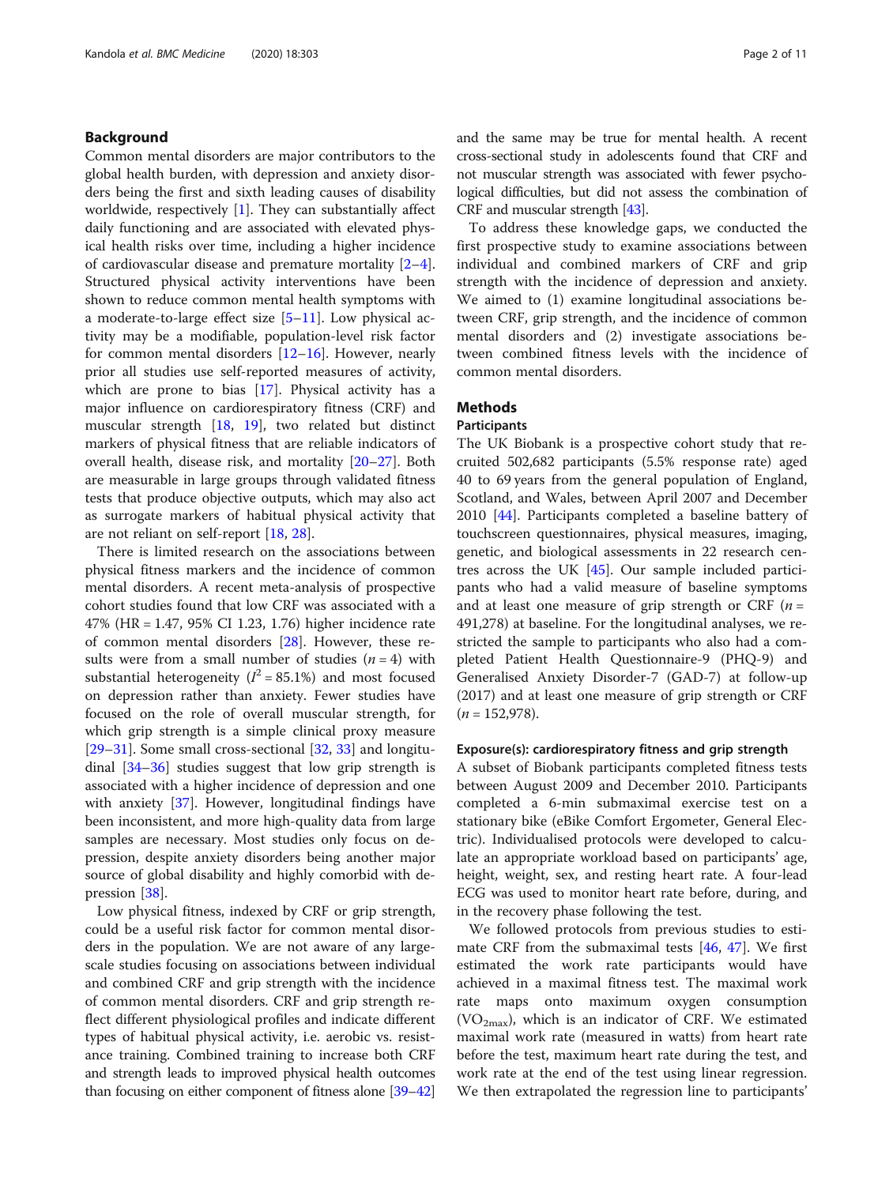## Background

Common mental disorders are major contributors to the global health burden, with depression and anxiety disorders being the first and sixth leading causes of disability worldwide, respectively [1]. They can substantially affect daily functioning and are associated with elevated physical health risks over time, including a higher incidence of cardiovascular disease and premature mortality [2–4]. Structured physical activity interventions have been shown to reduce common mental health symptoms with a moderate-to-large effect size [5–11]. Low physical activity may be a modifiable, population-level risk factor for common mental disorders [12–16]. However, nearly prior all studies use self-reported measures of activity, which are prone to bias [17]. Physical activity has a major influence on cardiorespiratory fitness (CRF) and muscular strength [18, 19], two related but distinct markers of physical fitness that are reliable indicators of overall health, disease risk, and mortality [20–27]. Both are measurable in large groups through validated fitness tests that produce objective outputs, which may also act as surrogate markers of habitual physical activity that are not reliant on self-report [18, 28].

There is limited research on the associations between physical fitness markers and the incidence of common mental disorders. A recent meta-analysis of prospective cohort studies found that low CRF was associated with a 47% (HR = 1.47, 95% CI 1.23, 1.76) higher incidence rate of common mental disorders [28]. However, these results were from a small number of studies ($n = 4$) with substantial heterogeneity ($I^2 = 85.1\%$) and most focused on depression rather than anxiety. Fewer studies have focused on the role of overall muscular strength, for which grip strength is a simple clinical proxy measure [29–31]. Some small cross-sectional [32, 33] and longitudinal [34–36] studies suggest that low grip strength is associated with a higher incidence of depression and one with anxiety [37]. However, longitudinal findings have been inconsistent, and more high-quality data from large samples are necessary. Most studies only focus on depression, despite anxiety disorders being another major source of global disability and highly comorbid with depression [38].

Low physical fitness, indexed by CRF or grip strength, could be a useful risk factor for common mental disorders in the population. We are not aware of any large-scale studies focusing on associations between individual and combined CRF and grip strength with the incidence of common mental disorders. CRF and grip strength reflect different physiological profiles and indicate different types of habitual physical activity, i.e. aerobic vs. resistance training. Combined training to increase both CRF and strength leads to improved physical health outcomes than focusing on either component of fitness alone [39–42] and the same may be true for mental health. A recent cross-sectional study in adolescents found that CRF and not muscular strength was associated with fewer psychological difficulties, but did not assess the combination of CRF and muscular strength [43].

To address these knowledge gaps, we conducted the first prospective study to examine associations between individual and combined markers of CRF and grip strength with the incidence of depression and anxiety. We aimed to (1) examine longitudinal associations between CRF, grip strength, and the incidence of common mental disorders and (2) investigate associations between combined fitness levels with the incidence of common mental disorders.

## Methods

### Participants

The UK Biobank is a prospective cohort study that recruited 502,682 participants (5.5% response rate) aged 40 to 69 years from the general population of England, Scotland, and Wales, between April 2007 and December 2010 [44]. Participants completed a baseline battery of touchscreen questionnaires, physical measures, imaging, genetic, and biological assessments in 22 research centres across the UK [45]. Our sample included participants who had a valid measure of baseline symptoms and at least one measure of grip strength or CRF ($n =$ 491,278) at baseline. For the longitudinal analyses, we restricted the sample to participants who also had a completed Patient Health Questionnaire-9 (PHQ-9) and Generalised Anxiety Disorder-7 (GAD-7) at follow-up (2017) and at least one measure of grip strength or CRF ($n = 152{,}978$).

### Exposure(s): cardiorespiratory fitness and grip strength

A subset of Biobank participants completed fitness tests between August 2009 and December 2010. Participants completed a 6-min submaximal exercise test on a stationary bike (eBike Comfort Ergometer, General Electric). Individualised protocols were developed to calculate an appropriate workload based on participants' age, height, weight, sex, and resting heart rate. A four-lead ECG was used to monitor heart rate before, during, and in the recovery phase following the test.

We followed protocols from previous studies to estimate CRF from the submaximal tests [46, 47]. We first estimated the work rate participants would have achieved in a maximal fitness test. The maximal work rate maps onto maximum oxygen consumption ($VO_{2max}$), which is an indicator of CRF. We estimated maximal work rate (measured in watts) from heart rate before the test, maximum heart rate during the test, and work rate at the end of the test using linear regression. We then extrapolated the regression line to participants'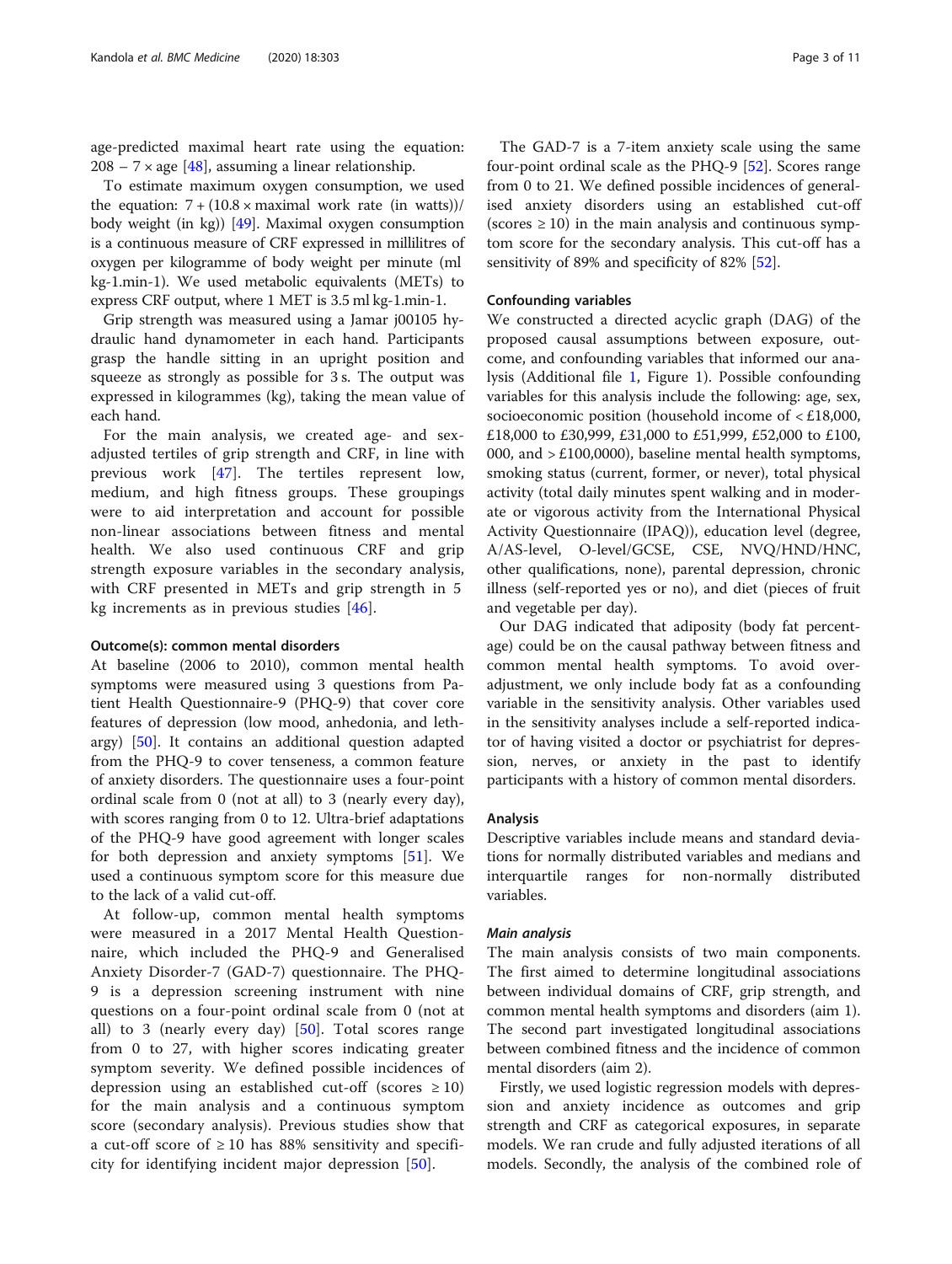age-predicted maximal heart rate using the equation: $208 - 7 \times \text{age}$ [48], assuming a linear relationship.

To estimate maximum oxygen consumption, we used the equation: $7 + (10.8 \times \text{maximal work rate (in watts)})/\text{body weight (in kg)})$ [49]. Maximal oxygen consumption is a continuous measure of CRF expressed in millilitres of oxygen per kilogramme of body weight per minute (ml kg-1.min-1). We used metabolic equivalents (METs) to express CRF output, where 1 MET is 3.5 ml kg-1.min-1.

Grip strength was measured using a Jamar j00105 hydraulic hand dynamometer in each hand. Participants grasp the handle sitting in an upright position and squeeze as strongly as possible for 3 s. The output was expressed in kilogrammes (kg), taking the mean value of each hand.

For the main analysis, we created age- and sex-adjusted tertiles of grip strength and CRF, in line with previous work [47]. The tertiles represent low, medium, and high fitness groups. These groupings were to aid interpretation and account for possible non-linear associations between fitness and mental health. We also used continuous CRF and grip strength exposure variables in the secondary analysis, with CRF presented in METs and grip strength in 5 kg increments as in previous studies [46].

#### Outcome(s): common mental disorders

At baseline (2006 to 2010), common mental health symptoms were measured using 3 questions from Patient Health Questionnaire-9 (PHQ-9) that cover core features of depression (low mood, anhedonia, and lethargy) [50]. It contains an additional question adapted from the PHQ-9 to cover tenseness, a common feature of anxiety disorders. The questionnaire uses a four-point ordinal scale from 0 (not at all) to 3 (nearly every day), with scores ranging from 0 to 12. Ultra-brief adaptations of the PHQ-9 have good agreement with longer scales for both depression and anxiety symptoms [51]. We used a continuous symptom score for this measure due to the lack of a valid cut-off.

At follow-up, common mental health symptoms were measured in a 2017 Mental Health Questionnaire, which included the PHQ-9 and Generalised Anxiety Disorder-7 (GAD-7) questionnaire. The PHQ-9 is a depression screening instrument with nine questions on a four-point ordinal scale from 0 (not at all) to 3 (nearly every day) [50]. Total scores range from 0 to 27, with higher scores indicating greater symptom severity. We defined possible incidences of depression using an established cut-off (scores $\geq 10$) for the main analysis and a continuous symptom score (secondary analysis). Previous studies show that a cut-off score of $\geq 10$ has 88% sensitivity and specificity for identifying incident major depression [50].

The GAD-7 is a 7-item anxiety scale using the same four-point ordinal scale as the PHQ-9 [52]. Scores range from 0 to 21. We defined possible incidences of generalised anxiety disorders using an established cut-off (scores $\geq 10$) in the main analysis and continuous symptom score for the secondary analysis. This cut-off has a sensitivity of 89% and specificity of 82% [52].

#### Confounding variables

We constructed a directed acyclic graph (DAG) of the proposed causal assumptions between exposure, outcome, and confounding variables that informed our analysis (Additional file 1, Figure 1). Possible confounding variables for this analysis include the following: age, sex, socioeconomic position (household income of < £18,000, £18,000 to £30,999, £31,000 to £51,999, £52,000 to £100, 000, and > £100,0000), baseline mental health symptoms, smoking status (current, former, or never), total physical activity (total daily minutes spent walking and in moderate or vigorous activity from the International Physical Activity Questionnaire (IPAQ)), education level (degree, A/AS-level, O-level/GCSE, CSE, NVQ/HND/HNC, other qualifications, none), parental depression, chronic illness (self-reported yes or no), and diet (pieces of fruit and vegetable per day).

Our DAG indicated that adiposity (body fat percentage) could be on the causal pathway between fitness and common mental health symptoms. To avoid over-adjustment, we only include body fat as a confounding variable in the sensitivity analysis. Other variables used in the sensitivity analyses include a self-reported indicator of having visited a doctor or psychiatrist for depression, nerves, or anxiety in the past to identify participants with a history of common mental disorders.

#### Analysis

Descriptive variables include means and standard deviations for normally distributed variables and medians and interquartile ranges for non-normally distributed variables.

##### *Main analysis*

The main analysis consists of two main components. The first aimed to determine longitudinal associations between individual domains of CRF, grip strength, and common mental health symptoms and disorders (aim 1). The second part investigated longitudinal associations between combined fitness and the incidence of common mental disorders (aim 2).

Firstly, we used logistic regression models with depression and anxiety incidence as outcomes and grip strength and CRF as categorical exposures, in separate models. We ran crude and fully adjusted iterations of all models. Secondly, the analysis of the combined role of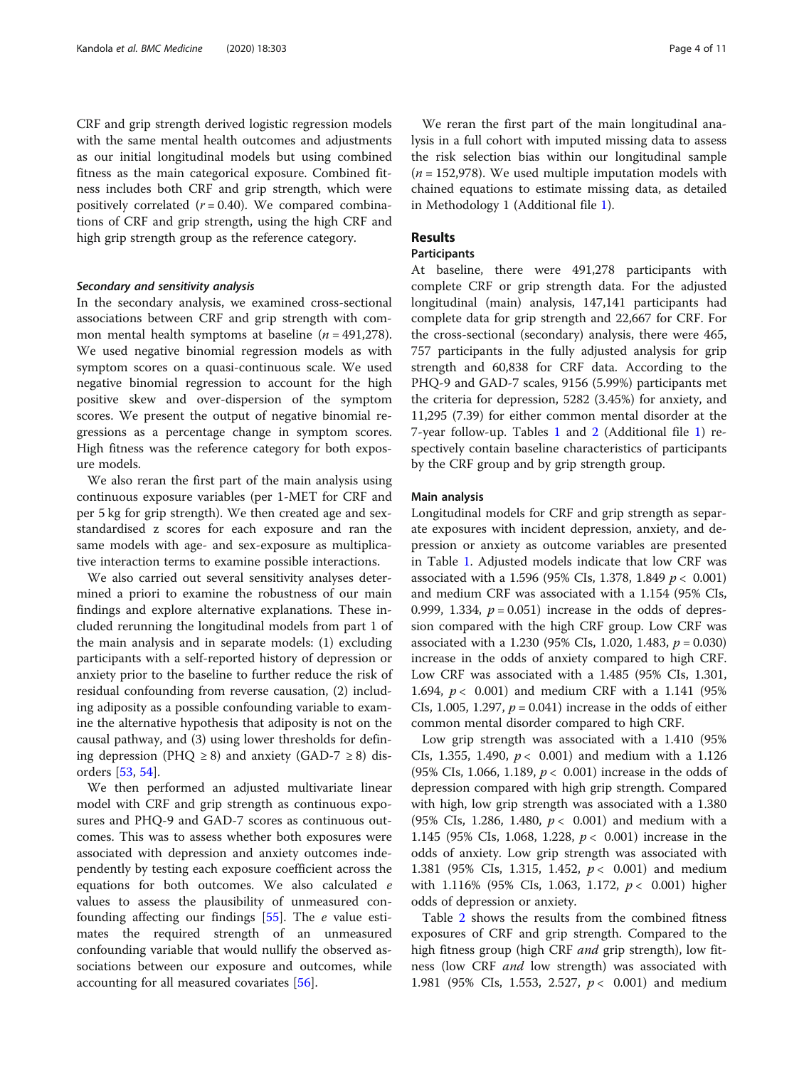CRF and grip strength derived logistic regression models with the same mental health outcomes and adjustments as our initial longitudinal models but using combined fitness as the main categorical exposure. Combined fitness includes both CRF and grip strength, which were positively correlated ($r = 0.40$). We compared combinations of CRF and grip strength, using the high CRF and high grip strength group as the reference category.

#### *Secondary and sensitivity analysis*

In the secondary analysis, we examined cross-sectional associations between CRF and grip strength with common mental health symptoms at baseline ($n = 491,278$). We used negative binomial regression models as with symptom scores on a quasi-continuous scale. We used negative binomial regression to account for the high positive skew and over-dispersion of the symptom scores. We present the output of negative binomial regressions as a percentage change in symptom scores. High fitness was the reference category for both exposure models.

We also reran the first part of the main analysis using continuous exposure variables (per 1-MET for CRF and per 5 kg for grip strength). We then created age and sex-standardised z scores for each exposure and ran the same models with age- and sex-exposure as multiplicative interaction terms to examine possible interactions.

We also carried out several sensitivity analyses determined a priori to examine the robustness of our main findings and explore alternative explanations. These included rerunning the longitudinal models from part 1 of the main analysis and in separate models: (1) excluding participants with a self-reported history of depression or anxiety prior to the baseline to further reduce the risk of residual confounding from reverse causation, (2) including adiposity as a possible confounding variable to examine the alternative hypothesis that adiposity is not on the causal pathway, and (3) using lower thresholds for defining depression (PHQ ≥ 8) and anxiety (GAD-7 ≥ 8) disorders [53, 54].

We then performed an adjusted multivariate linear model with CRF and grip strength as continuous exposures and PHQ-9 and GAD-7 scores as continuous outcomes. This was to assess whether both exposures were associated with depression and anxiety outcomes independently by testing each exposure coefficient across the equations for both outcomes. We also calculated *e* values to assess the plausibility of unmeasured confounding affecting our findings [55]. The *e* value estimates the required strength of an unmeasured confounding variable that would nullify the observed associations between our exposure and outcomes, while accounting for all measured covariates [56].

We reran the first part of the main longitudinal analysis in a full cohort with imputed missing data to assess the risk selection bias within our longitudinal sample ($n = 152,978$). We used multiple imputation models with chained equations to estimate missing data, as detailed in Methodology 1 (Additional file 1).

## Results

### Participants

At baseline, there were 491,278 participants with complete CRF or grip strength data. For the adjusted longitudinal (main) analysis, 147,141 participants had complete data for grip strength and 22,667 for CRF. For the cross-sectional (secondary) analysis, there were 465, 757 participants in the fully adjusted analysis for grip strength and 60,838 for CRF data. According to the PHQ-9 and GAD-7 scales, 9156 (5.99%) participants met the criteria for depression, 5282 (3.45%) for anxiety, and 11,295 (7.39) for either common mental disorder at the 7-year follow-up. Tables 1 and 2 (Additional file 1) respectively contain baseline characteristics of participants by the CRF group and by grip strength group.

### Main analysis

Longitudinal models for CRF and grip strength as separate exposures with incident depression, anxiety, and depression or anxiety as outcome variables are presented in Table 1. Adjusted models indicate that low CRF was associated with a 1.596 (95% CIs, 1.378, 1.849 $p < 0.001$) and medium CRF was associated with a 1.154 (95% CIs, 0.999, 1.334, $p = 0.051$) increase in the odds of depression compared with the high CRF group. Low CRF was associated with a 1.230 (95% CIs, 1.020, 1.483, $p = 0.030$) increase in the odds of anxiety compared to high CRF. Low CRF was associated with a 1.485 (95% CIs, 1.301, 1.694, $p < 0.001$) and medium CRF with a 1.141 (95% CIs, 1.005, 1.297, $p = 0.041$) increase in the odds of either common mental disorder compared to high CRF.

Low grip strength was associated with a 1.410 (95% CIs, 1.355, 1.490, $p < 0.001$) and medium with a 1.126 (95% CIs, 1.066, 1.189, $p < 0.001$) increase in the odds of depression compared with high grip strength. Compared with high, low grip strength was associated with a 1.380 (95% CIs, 1.286, 1.480, $p < 0.001$) and medium with a 1.145 (95% CIs, 1.068, 1.228, $p < 0.001$) increase in the odds of anxiety. Low grip strength was associated with 1.381 (95% CIs, 1.315, 1.452, $p < 0.001$) and medium with 1.116% (95% CIs, 1.063, 1.172, $p < 0.001$) higher odds of depression or anxiety.

Table 2 shows the results from the combined fitness exposures of CRF and grip strength. Compared to the high fitness group (high CRF *and* grip strength), low fitness (low CRF *and* low strength) was associated with 1.981 (95% CIs, 1.553, 2.527, $p < 0.001$) and medium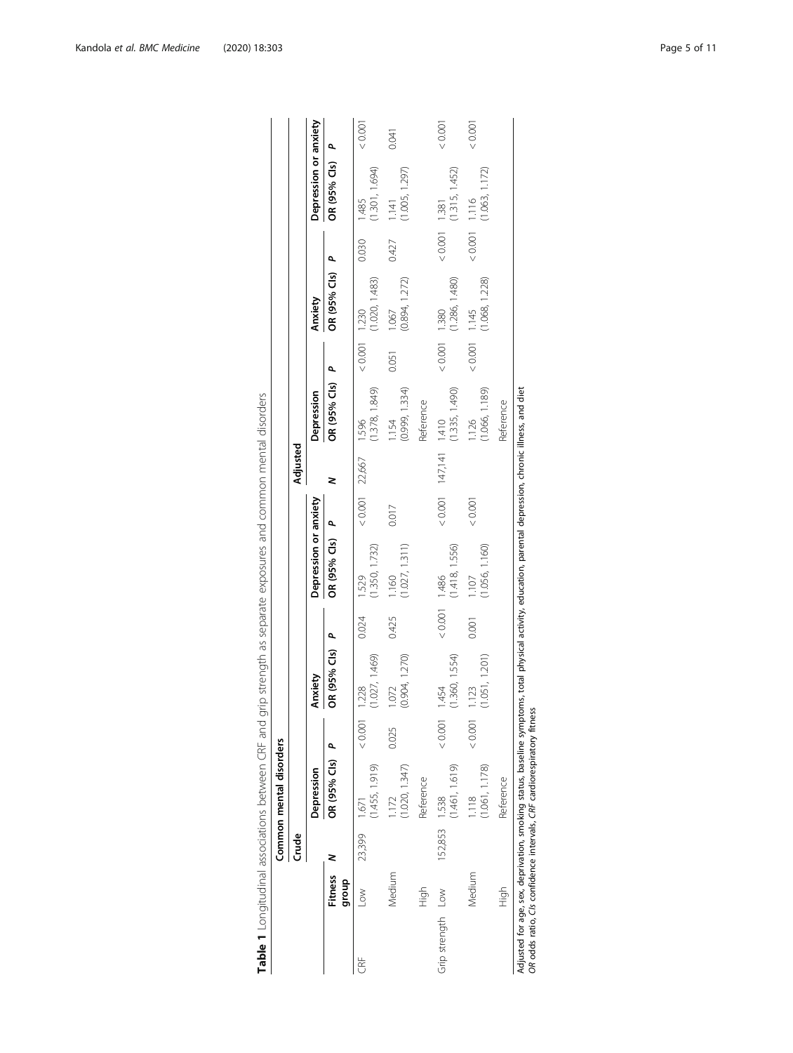**Table 1** Longitudinal associations between CRF and grip strength as separate exposures and common mental disorders

| | | Common mental disorders | | | | | | | | | | | | | | |
|---|---|---|---|---|---|---|---|---|---|---|---|---|---|---|---|---|
| | | Crude | | | | | | | Adjusted | | | | | | | |
| | | | Depression | | Anxiety | | Depression or anxiety | | | Depression | | Anxiety | | Depression or anxiety | | |
| | Fitness group | N | OR (95% CIs) | P | OR (95% CIs) | P | OR (95% CIs) | P | N | OR (95% CIs) | P | OR (95% CIs) | P | OR (95% CIs) | P | |
| CRF | Low | 23,399 | 1.671 (1.455, 1.919) | < 0.001 | 1.228 (1.027, 1.469) | 0.024 | 1.529 (1.350, 1.732) | < 0.001 | 22,667 | 1.596 (1.378, 1.849) | < 0.001 | 1.230 (1.020, 1.483) | 0.030 | 1.485 (1.301, 1.694) | < 0.001 | |
| | Medium | | 1.172 (1.020, 1.347) | 0.025 | 1.072 (0.904, 1.270) | 0.425 | 1.160 (1.027, 1.311) | 0.017 | | 1.154 (0.999, 1.334) | 0.051 | 1.067 (0.894, 1.272) | 0.427 | 1.141 (1.005, 1.297) | 0.041 | |
| | High | | Reference | | | | | | | Reference | | | | | | |
| Grip strength | Low | 152,853 | 1.538 (1.461, 1.619) | < 0.001 | 1.454 (1.360, 1.554) | < 0.001 | 1.486 (1.418, 1.556) | < 0.001 | 147,141 | 1.410 (1.335, 1.490) | < 0.001 | 1.380 (1.286, 1.480) | < 0.001 | 1.381 (1.315, 1.452) | < 0.001 | |
| | Medium | | 1.118 (1.061, 1.178) | < 0.001 | 1.123 (1.051, 1.201) | 0.001 | 1.107 (1.056, 1.160) | < 0.001 | | 1.126 (1.066, 1.189) | < 0.001 | 1.145 (1.068, 1.228) | < 0.001 | 1.116 (1.063, 1.172) | < 0.001 | |
| | High | | Reference | | | | | | | Reference | | | | | | |

Adjusted for age, sex, deprivation, smoking status, baseline symptoms, total physical activity, education, parental depression, chronic illness, and diet
*OR* odds ratio, *CIs* confidence intervals, *CRF* cardiorespiratory fitness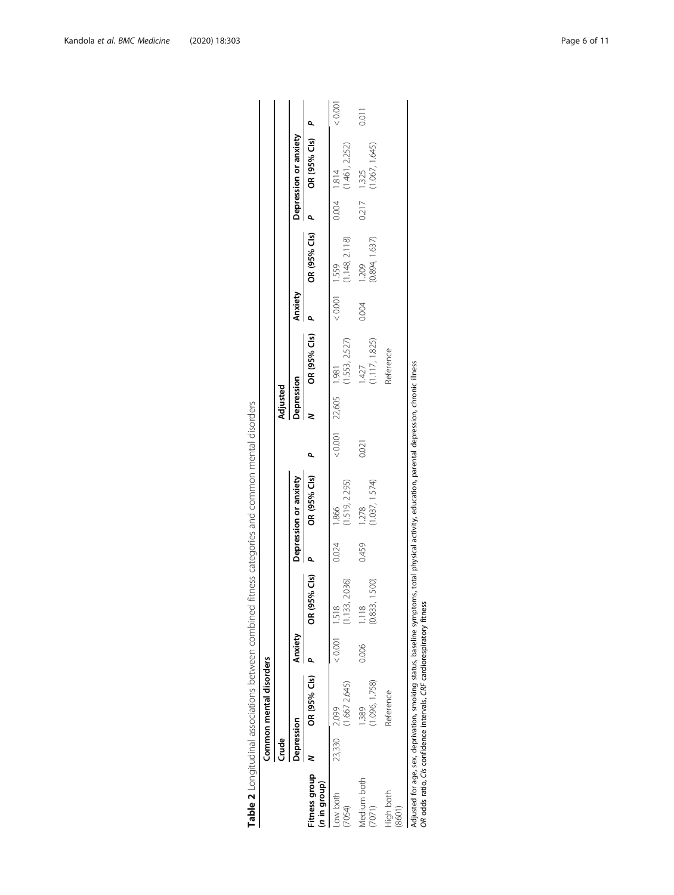**Table 2** Longitudinal associations between combined fitness categories and common mental disorders

| | Common mental disorders | | | | | | | | | | | | | | |
|---|---|---|---|---|---|---|---|---|---|---|---|---|---|---|---|
| | Crude | | | | | | | | Adjusted | | | | | | | 
| | Depression | | | Anxiety | | Depression or anxiety | | | Depression | | | Anxiety | | Depression or anxiety | |
| Fitness group (n in group) | N | OR (95% CIs) | P | OR (95% CIs) | P | OR (95% CIs) | P | N | OR (95% CIs) | P | OR (95% CIs) | P | OR (95% CIs) | P |
| Low both (7054) | 23,330 | 2.099 (1.667 2.645) | < 0.001 | 1.518 (1.133, 2.036) | 0.024 | 1.866 (1.519, 2.295) | < 0.001 | 22,605 | 1.981 (1.553, 2.527) | < 0.001 | 1.559 (1.148, 2.118) | 0.004 | 1.814 (1.461, 2.252) | < 0.001 |
| Medium both (7071) | | 1.389 (1.096, 1.758) | 0.006 | 1.118 (0.833, 1.500) | 0.459 | 1.278 (1.037, 1.574) | 0.021 | | 1.427 (1.117, 1.825) | 0.004 | 1.209 (0.894, 1.637) | 0.217 | 1.325 (1.067, 1.645) | 0.011 |
| High both (8601) | | Reference | | | | | | | Reference | | | | | |

Adjusted for age, sex, deprivation, smoking status, baseline symptoms, total physical activity, education, parental depression, chronic illness
*OR* odds ratio, *CIs* confidence intervals, *CRF* cardiorespiratory fitness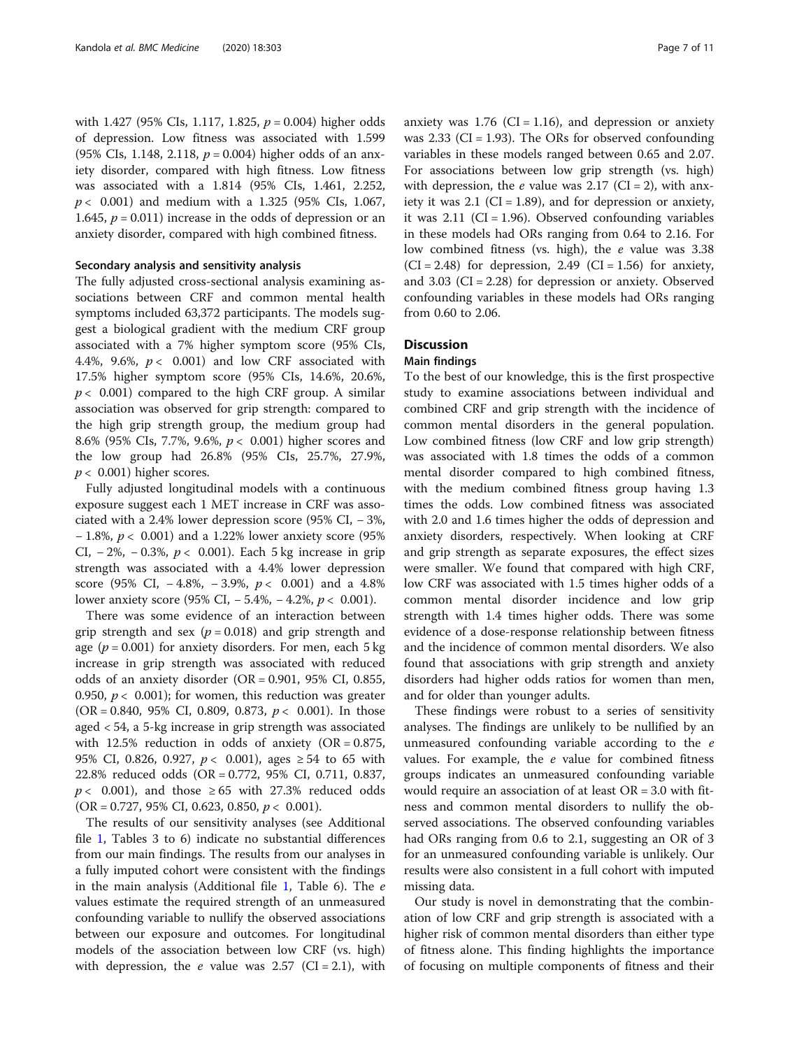with 1.427 (95% CIs, 1.117, 1.825, $p = 0.004$) higher odds of depression. Low fitness was associated with 1.599 (95% CIs, 1.148, 2.118, $p = 0.004$) higher odds of an anxiety disorder, compared with high fitness. Low fitness was associated with a 1.814 (95% CIs, 1.461, 2.252, $p < 0.001$) and medium with a 1.325 (95% CIs, 1.067, 1.645, $p = 0.011$) increase in the odds of depression or an anxiety disorder, compared with high combined fitness.

### Secondary analysis and sensitivity analysis

The fully adjusted cross-sectional analysis examining associations between CRF and common mental health symptoms included 63,372 participants. The models suggest a biological gradient with the medium CRF group associated with a 7% higher symptom score (95% CIs, 4.4%, 9.6%, $p < 0.001$) and low CRF associated with 17.5% higher symptom score (95% CIs, 14.6%, 20.6%, $p < 0.001$) compared to the high CRF group. A similar association was observed for grip strength: compared to the high grip strength group, the medium group had 8.6% (95% CIs, 7.7%, 9.6%, $p < 0.001$) higher scores and the low group had 26.8% (95% CIs, 25.7%, 27.9%, $p < 0.001$) higher scores.

Fully adjusted longitudinal models with a continuous exposure suggest each 1 MET increase in CRF was associated with a 2.4% lower depression score (95% CI, − 3%, − 1.8%, $p < 0.001$) and a 1.22% lower anxiety score (95% CI, − 2%, − 0.3%, $p < 0.001$). Each 5 kg increase in grip strength was associated with a 4.4% lower depression score (95% CI, − 4.8%, − 3.9%, $p < 0.001$) and a 4.8% lower anxiety score (95% CI, − 5.4%, − 4.2%, $p < 0.001$).

There was some evidence of an interaction between grip strength and sex ($p = 0.018$) and grip strength and age ($p = 0.001$) for anxiety disorders. For men, each 5 kg increase in grip strength was associated with reduced odds of an anxiety disorder (OR = 0.901, 95% CI, 0.855, 0.950, $p < 0.001$); for women, this reduction was greater (OR = 0.840, 95% CI, 0.809, 0.873, $p < 0.001$). In those aged < 54, a 5-kg increase in grip strength was associated with 12.5% reduction in odds of anxiety (OR = 0.875, 95% CI, 0.826, 0.927, $p < 0.001$), ages ≥ 54 to 65 with 22.8% reduced odds (OR = 0.772, 95% CI, 0.711, 0.837, $p < 0.001$), and those ≥ 65 with 27.3% reduced odds (OR = 0.727, 95% CI, 0.623, 0.850, $p < 0.001$).

The results of our sensitivity analyses (see Additional file 1, Tables 3 to 6) indicate no substantial differences from our main findings. The results from our analyses in a fully imputed cohort were consistent with the findings in the main analysis (Additional file 1, Table 6). The *e* values estimate the required strength of an unmeasured confounding variable to nullify the observed associations between our exposure and outcomes. For longitudinal models of the association between low CRF (vs. high) with depression, the *e* value was 2.57 (CI = 2.1), with anxiety was 1.76 (CI = 1.16), and depression or anxiety was 2.33 (CI = 1.93). The ORs for observed confounding variables in these models ranged between 0.65 and 2.07. For associations between low grip strength (vs. high) with depression, the *e* value was 2.17 (CI = 2), with anxiety it was 2.1 (CI = 1.89), and for depression or anxiety, it was 2.11 (CI = 1.96). Observed confounding variables in these models had ORs ranging from 0.64 to 2.16. For low combined fitness (vs. high), the *e* value was 3.38 (CI = 2.48) for depression, 2.49 (CI = 1.56) for anxiety, and 3.03 (CI = 2.28) for depression or anxiety. Observed confounding variables in these models had ORs ranging from 0.60 to 2.06.

## Discussion

### Main findings

To the best of our knowledge, this is the first prospective study to examine associations between individual and combined CRF and grip strength with the incidence of common mental disorders in the general population. Low combined fitness (low CRF and low grip strength) was associated with 1.8 times the odds of a common mental disorder compared to high combined fitness, with the medium combined fitness group having 1.3 times the odds. Low combined fitness was associated with 2.0 and 1.6 times higher the odds of depression and anxiety disorders, respectively. When looking at CRF and grip strength as separate exposures, the effect sizes were smaller. We found that compared with high CRF, low CRF was associated with 1.5 times higher odds of a common mental disorder incidence and low grip strength with 1.4 times higher odds. There was some evidence of a dose-response relationship between fitness and the incidence of common mental disorders. We also found that associations with grip strength and anxiety disorders had higher odds ratios for women than men, and for older than younger adults.

These findings were robust to a series of sensitivity analyses. The findings are unlikely to be nullified by an unmeasured confounding variable according to the *e* values. For example, the *e* value for combined fitness groups indicates an unmeasured confounding variable would require an association of at least OR = 3.0 with fitness and common mental disorders to nullify the observed associations. The observed confounding variables had ORs ranging from 0.6 to 2.1, suggesting an OR of 3 for an unmeasured confounding variable is unlikely. Our results were also consistent in a full cohort with imputed missing data.

Our study is novel in demonstrating that the combination of low CRF and grip strength is associated with a higher risk of common mental disorders than either type of fitness alone. This finding highlights the importance of focusing on multiple components of fitness and their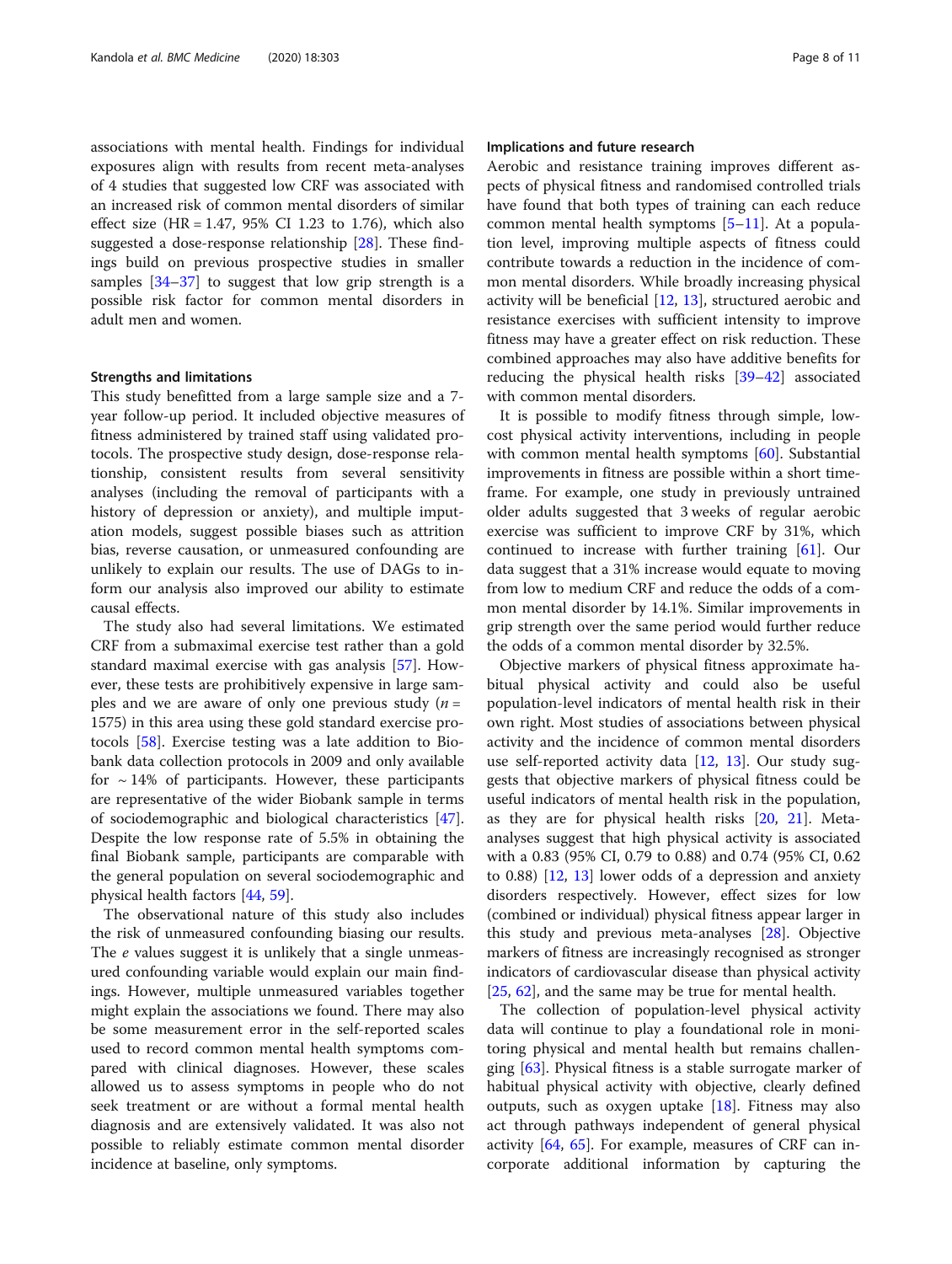associations with mental health. Findings for individual exposures align with results from recent meta-analyses of 4 studies that suggested low CRF was associated with an increased risk of common mental disorders of similar effect size (HR = 1.47, 95% CI 1.23 to 1.76), which also suggested a dose-response relationship [28]. These findings build on previous prospective studies in smaller samples [34–37] to suggest that low grip strength is a possible risk factor for common mental disorders in adult men and women.

### Strengths and limitations

This study benefitted from a large sample size and a 7-year follow-up period. It included objective measures of fitness administered by trained staff using validated protocols. The prospective study design, dose-response relationship, consistent results from several sensitivity analyses (including the removal of participants with a history of depression or anxiety), and multiple imputation models, suggest possible biases such as attrition bias, reverse causation, or unmeasured confounding are unlikely to explain our results. The use of DAGs to inform our analysis also improved our ability to estimate causal effects.

The study also had several limitations. We estimated CRF from a submaximal exercise test rather than a gold standard maximal exercise with gas analysis [57]. However, these tests are prohibitively expensive in large samples and we are aware of only one previous study ($n$ = 1575) in this area using these gold standard exercise protocols [58]. Exercise testing was a late addition to Biobank data collection protocols in 2009 and only available for ~14% of participants. However, these participants are representative of the wider Biobank sample in terms of sociodemographic and biological characteristics [47]. Despite the low response rate of 5.5% in obtaining the final Biobank sample, participants are comparable with the general population on several sociodemographic and physical health factors [44, 59].

The observational nature of this study also includes the risk of unmeasured confounding biasing our results. The *e* values suggest it is unlikely that a single unmeasured confounding variable would explain our main findings. However, multiple unmeasured variables together might explain the associations we found. There may also be some measurement error in the self-reported scales used to record common mental health symptoms compared with clinical diagnoses. However, these scales allowed us to assess symptoms in people who do not seek treatment or are without a formal mental health diagnosis and are extensively validated. It was also not possible to reliably estimate common mental disorder incidence at baseline, only symptoms.

### Implications and future research

Aerobic and resistance training improves different aspects of physical fitness and randomised controlled trials have found that both types of training can each reduce common mental health symptoms [5–11]. At a population level, improving multiple aspects of fitness could contribute towards a reduction in the incidence of common mental disorders. While broadly increasing physical activity will be beneficial [12, 13], structured aerobic and resistance exercises with sufficient intensity to improve fitness may have a greater effect on risk reduction. These combined approaches may also have additive benefits for reducing the physical health risks [39–42] associated with common mental disorders.

It is possible to modify fitness through simple, low-cost physical activity interventions, including in people with common mental health symptoms [60]. Substantial improvements in fitness are possible within a short timeframe. For example, one study in previously untrained older adults suggested that 3 weeks of regular aerobic exercise was sufficient to improve CRF by 31%, which continued to increase with further training [61]. Our data suggest that a 31% increase would equate to moving from low to medium CRF and reduce the odds of a common mental disorder by 14.1%. Similar improvements in grip strength over the same period would further reduce the odds of a common mental disorder by 32.5%.

Objective markers of physical fitness approximate habitual physical activity and could also be useful population-level indicators of mental health risk in their own right. Most studies of associations between physical activity and the incidence of common mental disorders use self-reported activity data [12, 13]. Our study suggests that objective markers of physical fitness could be useful indicators of mental health risk in the population, as they are for physical health risks [20, 21]. Meta-analyses suggest that high physical activity is associated with a 0.83 (95% CI, 0.79 to 0.88) and 0.74 (95% CI, 0.62 to 0.88) [12, 13] lower odds of a depression and anxiety disorders respectively. However, effect sizes for low (combined or individual) physical fitness appear larger in this study and previous meta-analyses [28]. Objective markers of fitness are increasingly recognised as stronger indicators of cardiovascular disease than physical activity [25, 62], and the same may be true for mental health.

The collection of population-level physical activity data will continue to play a foundational role in monitoring physical and mental health but remains challenging [63]. Physical fitness is a stable surrogate marker of habitual physical activity with objective, clearly defined outputs, such as oxygen uptake [18]. Fitness may also act through pathways independent of general physical activity [64, 65]. For example, measures of CRF can incorporate additional information by capturing the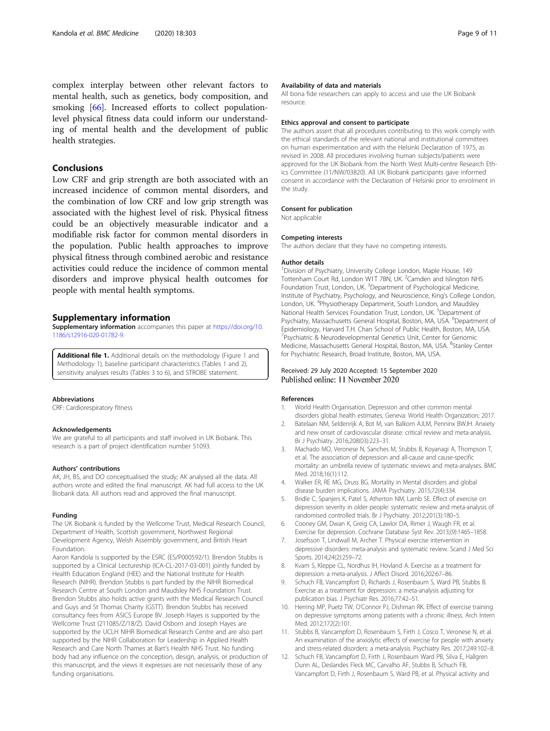complex interplay between other relevant factors to mental health, such as genetics, body composition, and smoking [66]. Increased efforts to collect population-level physical fitness data could inform our understanding of mental health and the development of public health strategies.

## Conclusions

Low CRF and grip strength are both associated with an increased incidence of common mental disorders, and the combination of low CRF and low grip strength was associated with the highest level of risk. Physical fitness could be an objectively measurable indicator and a modifiable risk factor for common mental disorders in the population. Public health approaches to improve physical fitness through combined aerobic and resistance activities could reduce the incidence of common mental disorders and improve physical health outcomes for people with mental health symptoms.

## Supplementary information

**Supplementary information** accompanies this paper at https://doi.org/10.1186/s12916-020-01782-9.

**Additional file 1.** Additional details on the methodology (Figure 1 and Methodology 1), baseline participant characteristics (Tables 1 and 2), sensitivity analyses results (Tables 3 to 6), and STROBE statement.

#### Abbreviations

CRF: Cardiorespiratory fitness

#### Acknowledgements

We are grateful to all participants and staff involved in UK Biobank. This research is a part of project identification number 51093.

#### Authors' contributions

AK, JH, BS, and DO conceptualised the study; AK analysed all the data. All authors wrote and edited the final manuscript. AK had full access to the UK Biobank data. All authors read and approved the final manuscript.

#### Funding

The UK Biobank is funded by the Wellcome Trust, Medical Research Council, Department of Health, Scottish government, Northwest Regional Development Agency, Welsh Assembly government, and British Heart Foundation.

Aaron Kandola is supported by the ESRC (ES/P000592/1). Brendon Stubbs is supported by a Clinical Lectureship (ICA-CL-2017-03-001) jointly funded by Health Education England (HEE) and the National Institute for Health Research (NIHR). Brendon Stubbs is part funded by the NIHR Biomedical Research Centre at South London and Maudsley NHS Foundation Trust. Brendon Stubbs also holds active grants with the Medical Research Council and Guys and St Thomas Charity (GSTT). Brendon Stubbs has received consultancy fees from ASICS Europe BV. Joseph Hayes is supported by the Wellcome Trust (211085/Z/18/Z). David Osborn and Joseph Hayes are supported by the UCLH NIHR Biomedical Research Centre and are also part supported by the NIHR Collaboration for Leadership in Applied Health Research and Care North Thames at Bart's Health NHS Trust. No funding body had any influence on the conception, design, analysis, or production of this manuscript, and the views it expresses are not necessarily those of any funding organisations.

#### Availability of data and materials

All bona fide researchers can apply to access and use the UK Biobank resource.

#### Ethics approval and consent to participate

The authors assert that all procedures contributing to this work comply with the ethical standards of the relevant national and institutional committees on human experimentation and with the Helsinki Declaration of 1975, as revised in 2008. All procedures involving human subjects/patients were approved for the UK Biobank from the North West Multi-centre Research Ethics Committee (11/NW/03820). All UK Biobank participants gave informed consent in accordance with the Declaration of Helsinki prior to enrolment in the study.

#### Consent for publication

Not applicable

#### Competing interests

The authors declare that they have no competing interests.

#### Author details

[1]Division of Psychiatry, University College London, Maple House, 149 Tottenham Court Rd, London W1T 7BN, UK. [2]Camden and Islington NHS Foundation Trust, London, UK. [3]Department of Psychological Medicine, Institute of Psychiatry, Psychology, and Neuroscience, King's College London, London, UK. [4]Physiotherapy Department, South London, and Maudsley National Health Services Foundation Trust, London, UK. [5]Department of Psychiatry, Massachusetts General Hospital, Boston, MA, USA. [6]Department of Epidemiology, Harvard T.H. Chan School of Public Health, Boston, MA, USA. [7]Psychiatric & Neurodevelopmental Genetics Unit, Center for Genomic Medicine, Massachusetts General Hospital, Boston, MA, USA. [8]Stanley Center for Psychiatric Research, Broad Institute, Boston, MA, USA.

Received: 29 July 2020 Accepted: 15 September 2020
Published online: 11 November 2020

#### References

1. World Health Organisation. Depression and other common mental disorders global health estimates. Geneva: World Health Organization; 2017.
2. Batelaan NM, Seldenrijk A, Bot M, van Balkom AJLM, Penninx BWJH. Anxiety and new onset of cardiovascular disease: critical review and meta-analysis. Br J Psychiatry. 2016;208(03):223–31.
3. Machado MO, Veronese N, Sanches M, Stubbs B, Koyanagi A, Thompson T, et al. The association of depression and all-cause and cause-specific mortality: an umbrella review of systematic reviews and meta-analyses. BMC Med. 2018;16(1):112.
4. Walker ER, RE MG, Druss BG. Mortality in Mental disorders and global disease burden implications. JAMA Psychiatry. 2015;72(4):334.
5. Bridle C, Spanjers K, Patel S, Atherton NM, Lamb SE. Effect of exercise on depression severity in older people: systematic review and meta-analysis of randomised controlled trials. Br J Psychiatry. 2012;201(3):180–5.
6. Cooney GM, Dwan K, Greig CA, Lawlor DA, Rimer J, Waugh FR, et al. Exercise for depression. Cochrane Database Syst Rev. 2013;(9):1465–1858.
7. Josefsson T, Lindwall M, Archer T. Physical exercise intervention in depressive disorders: meta-analysis and systematic review. Scand J Med Sci Sports. 2014;24(2):259–72.
8. Kvam S, Kleppe CL, Nordhus IH, Hovland A. Exercise as a treatment for depression: a meta-analysis. J Affect Disord. 2016;202:67–86.
9. Schuch FB, Vancampfort D, Richards J, Rosenbaum S, Ward PB, Stubbs B. Exercise as a treatment for depression: a meta-analysis adjusting for publication bias. J Psychiatr Res. 2016;77:42–51.
10. Herring MP, Puetz TW, O'Connor PJ, Dishman RK. Effect of exercise training on depressive symptoms among patients with a chronic illness. Arch Intern Med. 2012;172(2):101.
11. Stubbs B, Vancampfort D, Rosenbaum S, Firth J, Cosco T, Veronese N, et al. An examination of the anxiolytic effects of exercise for people with anxiety and stress-related disorders: a meta-analysis. Psychiatry Res. 2017;249:102–8.
12. Schuch FB, Vancampfort D, Firth J, Rosenbaum Ward PB, Silva E, Hallgren Dunn AL, Deslandes Fleck MC, Carvalho AF, Stubbs B, Schuch FB, Vancampfort D, Firth J, Rosenbaum S, Ward PB, et al. Physical activity and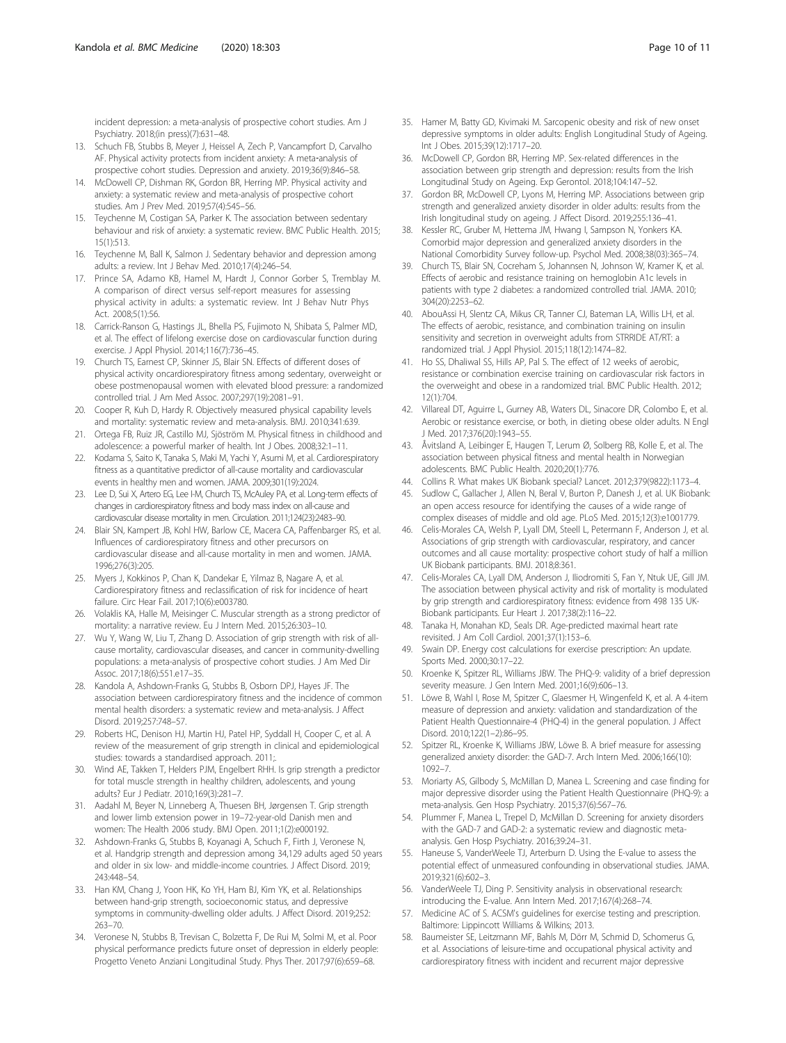incident depression: a meta-analysis of prospective cohort studies. Am J Psychiatry. 2018;(in press)(7):631–48.

13. Schuch FB, Stubbs B, Meyer J, Heissel A, Zech P, Vancampfort D, Carvalho AF. Physical activity protects from incident anxiety: A meta-analysis of prospective cohort studies. Depression and anxiety. 2019;36(9):846–58.
14. McDowell CP, Dishman RK, Gordon BR, Herring MP. Physical activity and anxiety: a systematic review and meta-analysis of prospective cohort studies. Am J Prev Med. 2019;57(4):545–56.
15. Teychenne M, Costigan SA, Parker K. The association between sedentary behaviour and risk of anxiety: a systematic review. BMC Public Health. 2015; 15(1):513.
16. Teychenne M, Ball K, Salmon J. Sedentary behavior and depression among adults: a review. Int J Behav Med. 2010;17(4):246–54.
17. Prince SA, Adamo KB, Hamel M, Hardt J, Connor Gorber S, Tremblay M. A comparison of direct versus self-report measures for assessing physical activity in adults: a systematic review. Int J Behav Nutr Phys Act. 2008;5(1):56.
18. Carrick-Ranson G, Hastings JL, Bhella PS, Fujimoto N, Shibata S, Palmer MD, et al. The effect of lifelong exercise dose on cardiovascular function during exercise. J Appl Physiol. 2014;116(7):736–45.
19. Church TS, Earnest CP, Skinner JS, Blair SN. Effects of different doses of physical activity oncardiorespiratory fitness among sedentary, overweight or obese postmenopausal women with elevated blood pressure: a randomized controlled trial. J Am Med Assoc. 2007;297(19):2081–91.
20. Cooper R, Kuh D, Hardy R. Objectively measured physical capability levels and mortality: systematic review and meta-analysis. BMJ. 2010;341:639.
21. Ortega FB, Ruiz JR, Castillo MJ, Sjöström M. Physical fitness in childhood and adolescence: a powerful marker of health. Int J Obes. 2008;32:1–11.
22. Kodama S, Saito K, Tanaka S, Maki M, Yachi Y, Asumi M, et al. Cardiorespiratory fitness as a quantitative predictor of all-cause mortality and cardiovascular events in healthy men and women. JAMA. 2009;301(19):2024.
23. Lee D, Sui X, Artero EG, Lee I-M, Church TS, McAuley PA, et al. Long-term effects of changes in cardiorespiratory fitness and body mass index on all-cause and cardiovascular disease mortality in men. Circulation. 2011;124(23):2483–90.
24. Blair SN, Kampert JB, Kohl HW, Barlow CE, Macera CA, Paffenbarger RS, et al. Influences of cardiorespiratory fitness and other precursors on cardiovascular disease and all-cause mortality in men and women. JAMA. 1996;276(3):205.
25. Myers J, Kokkinos P, Chan K, Dandekar E, Yilmaz B, Nagare A, et al. Cardiorespiratory fitness and reclassification of risk for incidence of heart failure. Circ Hear Fail. 2017;10(6):e003780.
26. Volaklis KA, Halle M, Meisinger C. Muscular strength as a strong predictor of mortality: a narrative review. Eu J Intern Med. 2015;26:303–10.
27. Wu Y, Wang W, Liu T, Zhang D. Association of grip strength with risk of all-cause mortality, cardiovascular diseases, and cancer in community-dwelling populations: a meta-analysis of prospective cohort studies. J Am Med Dir Assoc. 2017;18(6):551.e17–35.
28. Kandola A, Ashdown-Franks G, Stubbs B, Osborn DPJ, Hayes JF. The association between cardiorespiratory fitness and the incidence of common mental health disorders: a systematic review and meta-analysis. J Affect Disord. 2019;257:748–57.
29. Roberts HC, Denison HJ, Martin HJ, Patel HP, Syddall H, Cooper C, et al. A review of the measurement of grip strength in clinical and epidemiological studies: towards a standardised approach. 2011;.
30. Wind AE, Takken T, Helders PJM, Engelbert RHH. Is grip strength a predictor for total muscle strength in healthy children, adolescents, and young adults? Eur J Pediatr. 2010;169(3):281–7.
31. Aadahl M, Beyer N, Linneberg A, Thuesen BH, Jørgensen T. Grip strength and lower limb extension power in 19–72-year-old Danish men and women: The Health 2006 study. BMJ Open. 2011;1(2):e000192.
32. Ashdown-Franks G, Stubbs B, Koyanagi A, Schuch F, Firth J, Veronese N, et al. Handgrip strength and depression among 34,129 adults aged 50 years and older in six low- and middle-income countries. J Affect Disord. 2019; 243:448–54.
33. Han KM, Chang J, Yoon HK, Ko YH, Ham BJ, Kim YK, et al. Relationships between hand-grip strength, socioeconomic status, and depressive symptoms in community-dwelling older adults. J Affect Disord. 2019;252: 263–70.
34. Veronese N, Stubbs B, Trevisan C, Bolzetta F, De Rui M, Solmi M, et al. Poor physical performance predicts future onset of depression in elderly people: Progetto Veneto Anziani Longitudinal Study. Phys Ther. 2017;97(6):659–68.
35. Hamer M, Batty GD, Kivimaki M. Sarcopenic obesity and risk of new onset depressive symptoms in older adults: English Longitudinal Study of Ageing. Int J Obes. 2015;39(12):1717–20.
36. McDowell CP, Gordon BR, Herring MP. Sex-related differences in the association between grip strength and depression: results from the Irish Longitudinal Study on Ageing. Exp Gerontol. 2018;104:147–52.
37. Gordon BR, McDowell CP, Lyons M, Herring MP. Associations between grip strength and generalized anxiety disorder in older adults: results from the Irish longitudinal study on ageing. J Affect Disord. 2019;255:136–41.
38. Kessler RC, Gruber M, Hettema JM, Hwang I, Sampson N, Yonkers KA. Comorbid major depression and generalized anxiety disorders in the National Comorbidity Survey follow-up. Psychol Med. 2008;38(03):365–74.
39. Church TS, Blair SN, Cocreham S, Johannsen N, Johnson W, Kramer K, et al. Effects of aerobic and resistance training on hemoglobin A1c levels in patients with type 2 diabetes: a randomized controlled trial. JAMA. 2010; 304(20):2253–62.
40. AbouAssi H, Slentz CA, Mikus CR, Tanner CJ, Bateman LA, Willis LH, et al. The effects of aerobic, resistance, and combination training on insulin sensitivity and secretion in overweight adults from STRRIDE AT/RT: a randomized trial. J Appl Physiol. 2015;118(12):1474–82.
41. Ho SS, Dhaliwal SS, Hills AP, Pal S. The effect of 12 weeks of aerobic, resistance or combination exercise training on cardiovascular risk factors in the overweight and obese in a randomized trial. BMC Public Health. 2012; 12(1):704.
42. Villareal DT, Aguirre L, Gurney AB, Waters DL, Sinacore DR, Colombo E, et al. Aerobic or resistance exercise, or both, in dieting obese older adults. N Engl J Med. 2017;376(20):1943–55.
43. Åvitsland A, Leibinger E, Haugen T, Lerum Ø, Solberg RB, Kolle E, et al. The association between physical fitness and mental health in Norwegian adolescents. BMC Public Health. 2020;20(1):776.
44. Collins R. What makes UK Biobank special? Lancet. 2012;379(9822):1173–4.
45. Sudlow C, Gallacher J, Allen N, Beral V, Burton P, Danesh J, et al. UK Biobank: an open access resource for identifying the causes of a wide range of complex diseases of middle and old age. PLoS Med. 2015;12(3):e1001779.
46. Celis-Morales CA, Welsh P, Lyall DM, Steell L, Petermann F, Anderson J, et al. Associations of grip strength with cardiovascular, respiratory, and cancer outcomes and all cause mortality: prospective cohort study of half a million UK Biobank participants. BMJ. 2018;8:361.
47. Celis-Morales CA, Lyall DM, Anderson J, Iliodromiti S, Fan Y, Ntuk UE, Gill JM. The association between physical activity and risk of mortality is modulated by grip strength and cardiorespiratory fitness: evidence from 498 135 UK-Biobank participants. Eur Heart J. 2017;38(2):116–22.
48. Tanaka H, Monahan KD, Seals DR. Age-predicted maximal heart rate revisited. J Am Coll Cardiol. 2001;37(1):153–6.
49. Swain DP. Energy cost calculations for exercise prescription: An update. Sports Med. 2000;30:17–22.
50. Kroenke K, Spitzer RL, Williams JBW. The PHQ-9: validity of a brief depression severity measure. J Gen Intern Med. 2001;16(9):606–13.
51. Löwe B, Wahl I, Rose M, Spitzer C, Glaesmer H, Wingenfeld K, et al. A 4-item measure of depression and anxiety: validation and standardization of the Patient Health Questionnaire-4 (PHQ-4) in the general population. J Affect Disord. 2010;122(1–2):86–95.
52. Spitzer RL, Kroenke K, Williams JBW, Löwe B. A brief measure for assessing generalized anxiety disorder: the GAD-7. Arch Intern Med. 2006;166(10): 1092–7.
53. Moriarty AS, Gilbody S, McMillan D, Manea L. Screening and case finding for major depressive disorder using the Patient Health Questionnaire (PHQ-9): a meta-analysis. Gen Hosp Psychiatry. 2015;37(6):567–76.
54. Plummer F, Manea L, Trepel D, McMillan D. Screening for anxiety disorders with the GAD-7 and GAD-2: a systematic review and diagnostic meta-analysis. Gen Hosp Psychiatry. 2016;39:24–31.
55. Haneuse S, VanderWeele TJ, Arterburn D. Using the E-value to assess the potential effect of unmeasured confounding in observational studies. JAMA. 2019;321(6):602–3.
56. VanderWeele TJ, Ding P. Sensitivity analysis in observational research: introducing the E-value. Ann Intern Med. 2017;167(4):268–74.
57. Medicine AC of S. ACSM's guidelines for exercise testing and prescription. Baltimore: Lippincott Williams & Wilkins; 2013.
58. Baumeister SE, Leitzmann MF, Bahls M, Dörr M, Schmid D, Schomerus G, et al. Associations of leisure-time and occupational physical activity and cardiorespiratory fitness with incident and recurrent major depressive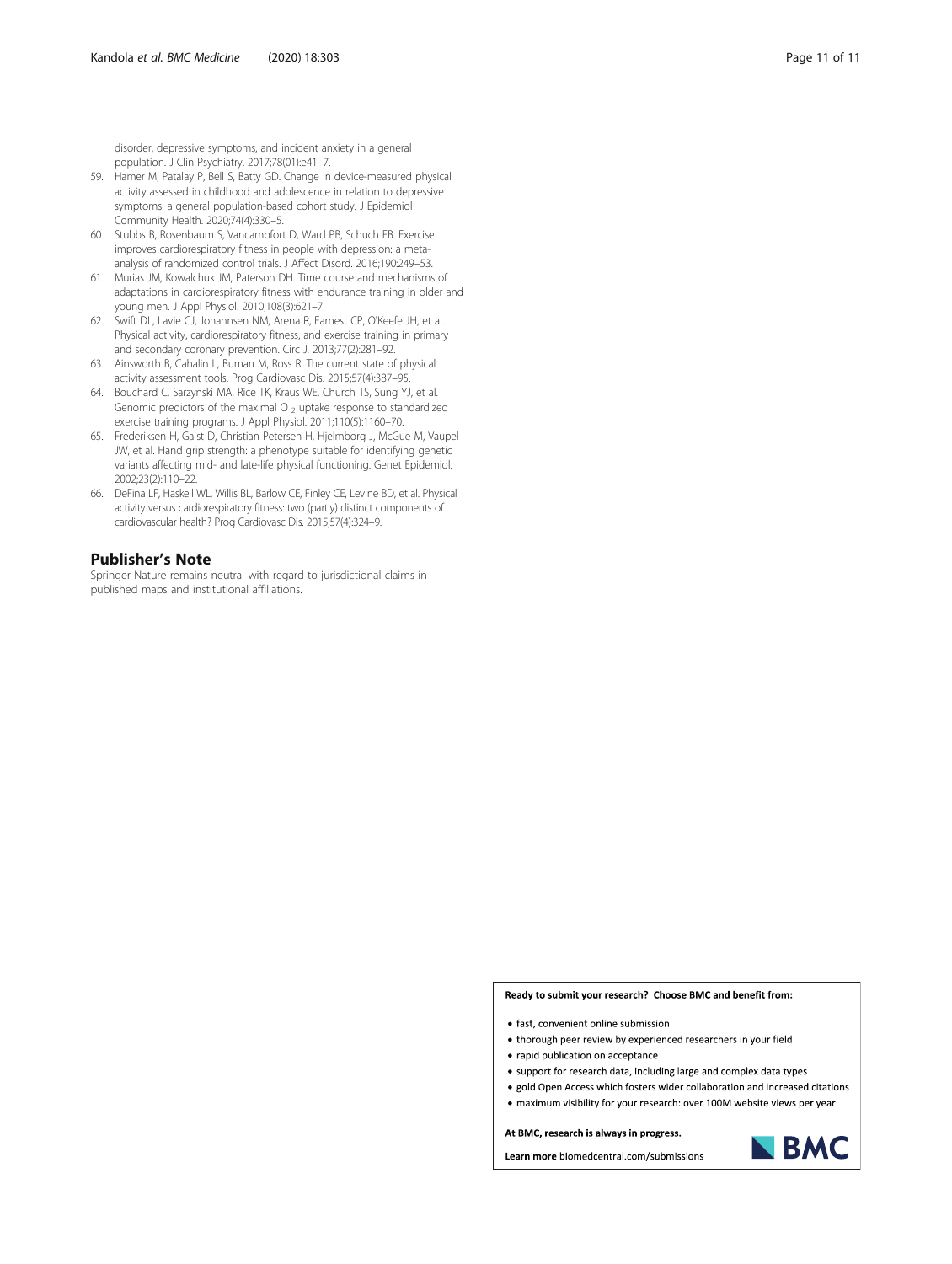disorder, depressive symptoms, and incident anxiety in a general population. J Clin Psychiatry. 2017;78(01):e41–7.

59. Hamer M, Patalay P, Bell S, Batty GD. Change in device-measured physical activity assessed in childhood and adolescence in relation to depressive symptoms: a general population-based cohort study. J Epidemiol Community Health. 2020;74(4):330–5.
60. Stubbs B, Rosenbaum S, Vancampfort D, Ward PB, Schuch FB. Exercise improves cardiorespiratory fitness in people with depression: a meta-analysis of randomized control trials. J Affect Disord. 2016;190:249–53.
61. Murias JM, Kowalchuk JM, Paterson DH. Time course and mechanisms of adaptations in cardiorespiratory fitness with endurance training in older and young men. J Appl Physiol. 2010;108(3):621–7.
62. Swift DL, Lavie CJ, Johannsen NM, Arena R, Earnest CP, O'Keefe JH, et al. Physical activity, cardiorespiratory fitness, and exercise training in primary and secondary coronary prevention. Circ J. 2013;77(2):281–92.
63. Ainsworth B, Cahalin L, Buman M, Ross R. The current state of physical activity assessment tools. Prog Cardiovasc Dis. 2015;57(4):387–95.
64. Bouchard C, Sarzynski MA, Rice TK, Kraus WE, Church TS, Sung YJ, et al. Genomic predictors of the maximal $O_2$ uptake response to standardized exercise training programs. J Appl Physiol. 2011;110(5):1160–70.
65. Frederiksen H, Gaist D, Christian Petersen H, Hjelmborg J, McGue M, Vaupel JW, et al. Hand grip strength: a phenotype suitable for identifying genetic variants affecting mid- and late-life physical functioning. Genet Epidemiol. 2002;23(2):110–22.
66. DeFina LF, Haskell WL, Willis BL, Barlow CE, Finley CE, Levine BD, et al. Physical activity versus cardiorespiratory fitness: two (partly) distinct components of cardiovascular health? Prog Cardiovasc Dis. 2015;57(4):324–9.

## Publisher's Note

Springer Nature remains neutral with regard to jurisdictional claims in published maps and institutional affiliations.

**Ready to submit your research? Choose BMC and benefit from:**

- fast, convenient online submission
- thorough peer review by experienced researchers in your field
- rapid publication on acceptance
- support for research data, including large and complex data types
- gold Open Access which fosters wider collaboration and increased citations
- maximum visibility for your research: over 100M website views per year

**At BMC, research is always in progress.**

**Learn more** biomedcentral.com/submissions

BMC